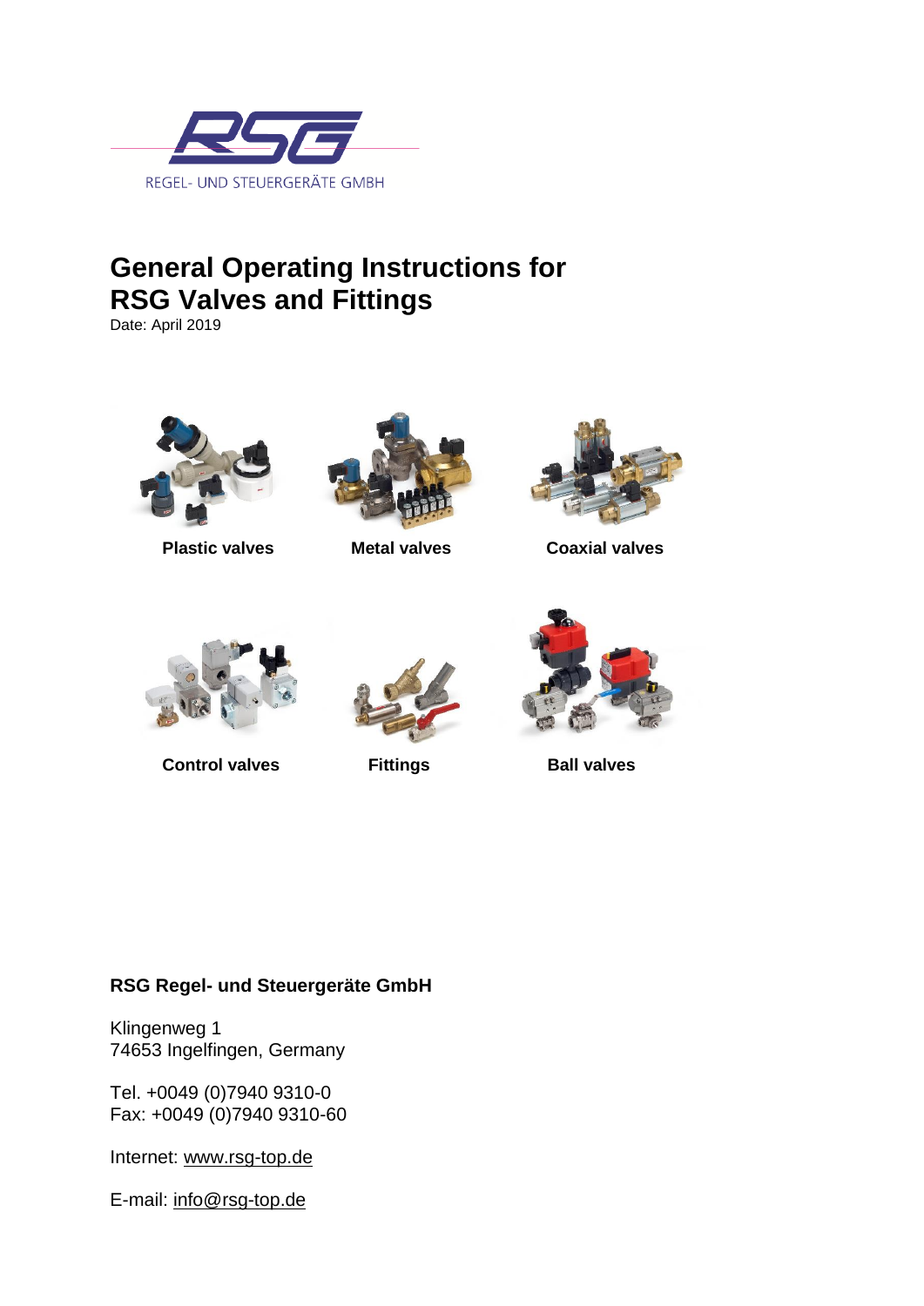REGEL- UND STEUERGERÄTE GMBH

# General Operating Instructions for RSG Valves and Fittings

Date: April 2019

**Plastic valves**

**Metal valves**

**Coaxial valves**

**Control valves**

**Fittings**

**Ball valves**

**RSG Regel- und Steuergeräte GmbH**

Klingenweg 1
74653 Ingelfingen, Germany

Tel. +0049 (0)7940 9310-0
Fax: +0049 (0)7940 9310-60

Internet: www.rsg-top.de

E-mail: info@rsg-top.de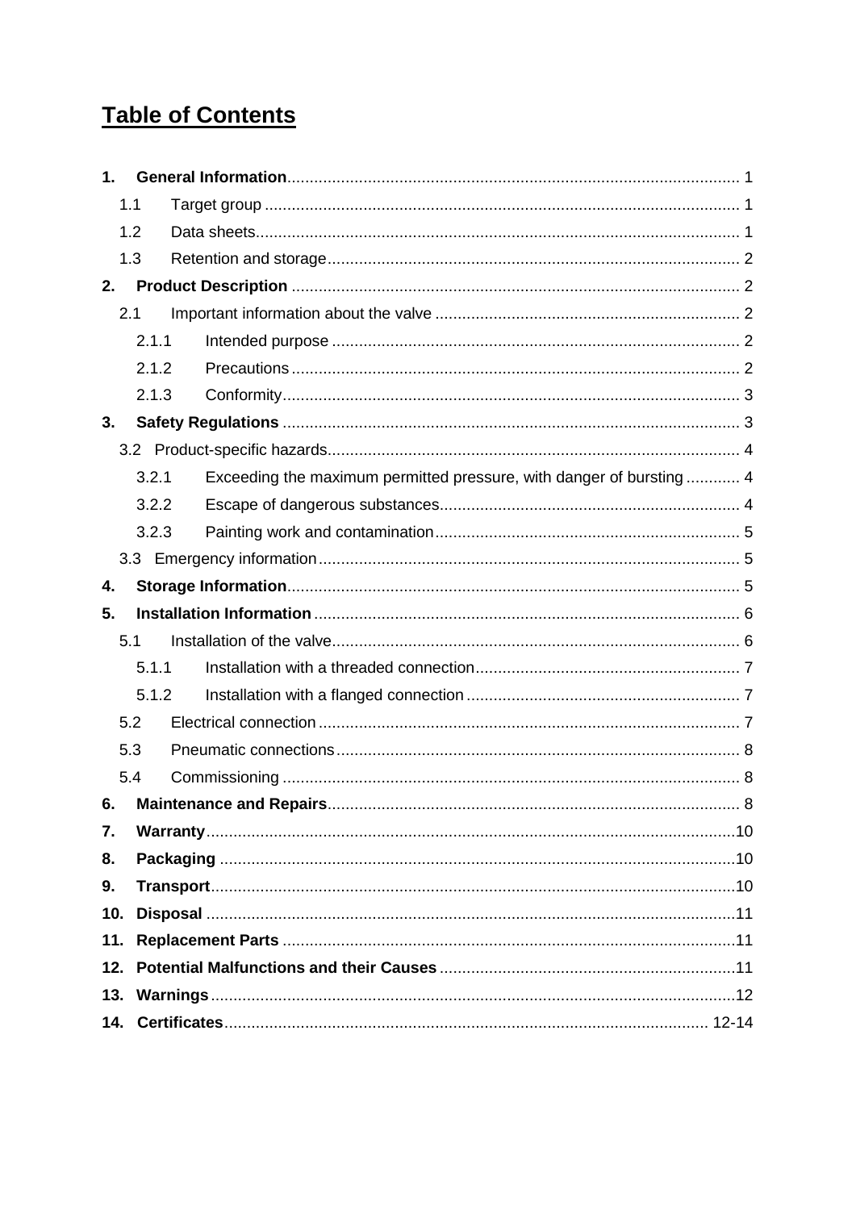# Table of Contents

**1. General Information** .......... 1
- 1.1 Target group .......... 1
- 1.2 Data sheets .......... 1
- 1.3 Retention and storage .......... 2

**2. Product Description** .......... 2
- 2.1 Important information about the valve .......... 2
  - 2.1.1 Intended purpose .......... 2
  - 2.1.2 Precautions .......... 2
  - 2.1.3 Conformity .......... 3

**3. Safety Regulations** .......... 3
- 3.2 Product-specific hazards .......... 4
  - 3.2.1 Exceeding the maximum permitted pressure, with danger of bursting .......... 4
  - 3.2.2 Escape of dangerous substances .......... 4
  - 3.2.3 Painting work and contamination .......... 5
- 3.3 Emergency information .......... 5

**4. Storage Information** .......... 5

**5. Installation Information** .......... 6
- 5.1 Installation of the valve .......... 6
  - 5.1.1 Installation with a threaded connection .......... 7
  - 5.1.2 Installation with a flanged connection .......... 7
- 5.2 Electrical connection .......... 7
- 5.3 Pneumatic connections .......... 8
- 5.4 Commissioning .......... 8

**6. Maintenance and Repairs** .......... 8

**7. Warranty** .......... 10

**8. Packaging** .......... 10

**9. Transport** .......... 10

**10. Disposal** .......... 11

**11. Replacement Parts** .......... 11

**12. Potential Malfunctions and their Causes** .......... 11

**13. Warnings** .......... 12

**14. Certificates** .......... 12-14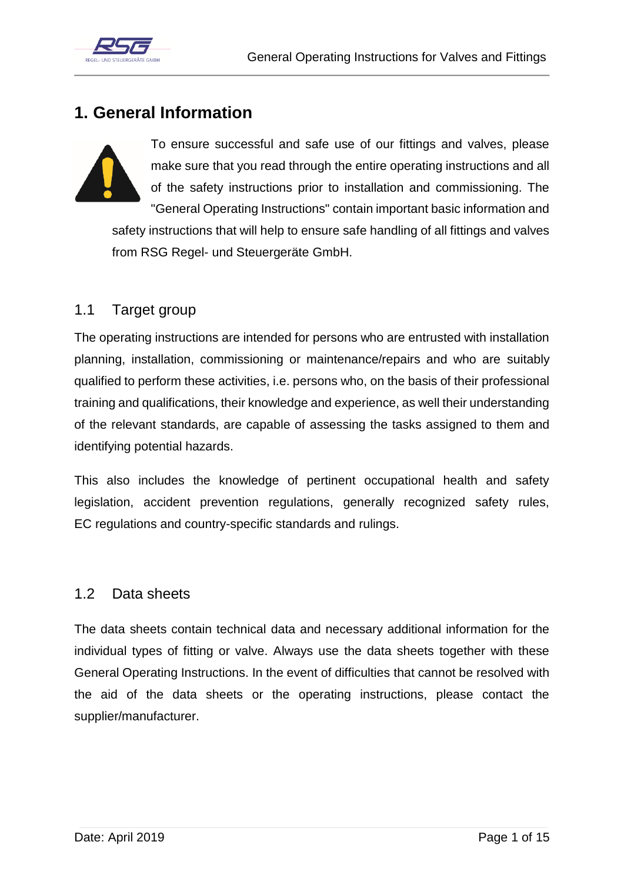# 1. General Information

To ensure successful and safe use of our fittings and valves, please make sure that you read through the entire operating instructions and all of the safety instructions prior to installation and commissioning. The "General Operating Instructions" contain important basic information and safety instructions that will help to ensure safe handling of all fittings and valves from RSG Regel- und Steuergeräte GmbH.

## 1.1 Target group

The operating instructions are intended for persons who are entrusted with installation planning, installation, commissioning or maintenance/repairs and who are suitably qualified to perform these activities, i.e. persons who, on the basis of their professional training and qualifications, their knowledge and experience, as well their understanding of the relevant standards, are capable of assessing the tasks assigned to them and identifying potential hazards.

This also includes the knowledge of pertinent occupational health and safety legislation, accident prevention regulations, generally recognized safety rules, EC regulations and country-specific standards and rulings.

## 1.2 Data sheets

The data sheets contain technical data and necessary additional information for the individual types of fitting or valve. Always use the data sheets together with these General Operating Instructions. In the event of difficulties that cannot be resolved with the aid of the data sheets or the operating instructions, please contact the supplier/manufacturer.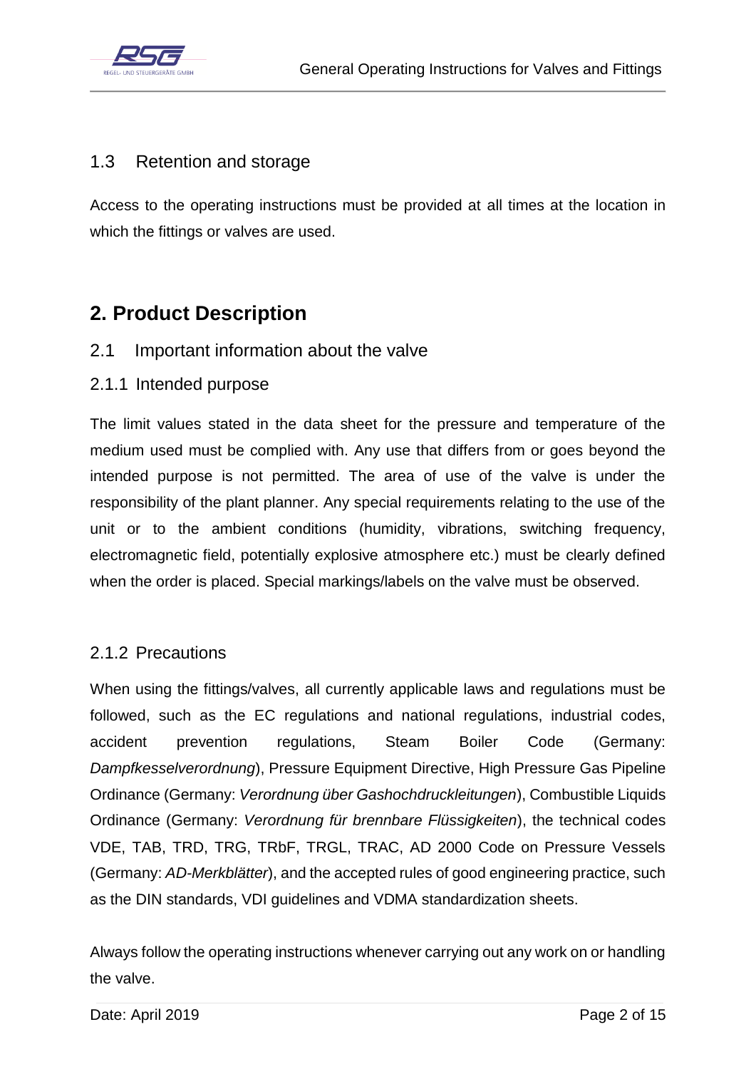### 1.3 Retention and storage

Access to the operating instructions must be provided at all times at the location in which the fittings or valves are used.

## 2. Product Description

### 2.1 Important information about the valve

#### 2.1.1 Intended purpose

The limit values stated in the data sheet for the pressure and temperature of the medium used must be complied with. Any use that differs from or goes beyond the intended purpose is not permitted. The area of use of the valve is under the responsibility of the plant planner. Any special requirements relating to the use of the unit or to the ambient conditions (humidity, vibrations, switching frequency, electromagnetic field, potentially explosive atmosphere etc.) must be clearly defined when the order is placed. Special markings/labels on the valve must be observed.

#### 2.1.2 Precautions

When using the fittings/valves, all currently applicable laws and regulations must be followed, such as the EC regulations and national regulations, industrial codes, accident prevention regulations, Steam Boiler Code (Germany: *Dampfkesselverordnung*), Pressure Equipment Directive, High Pressure Gas Pipeline Ordinance (Germany: *Verordnung über Gashochdruckleitungen*), Combustible Liquids Ordinance (Germany: *Verordnung für brennbare Flüssigkeiten*), the technical codes VDE, TAB, TRD, TRG, TRbF, TRGL, TRAC, AD 2000 Code on Pressure Vessels (Germany: *AD-Merkblätter*), and the accepted rules of good engineering practice, such as the DIN standards, VDI guidelines and VDMA standardization sheets.

Always follow the operating instructions whenever carrying out any work on or handling the valve.

Date: April 2019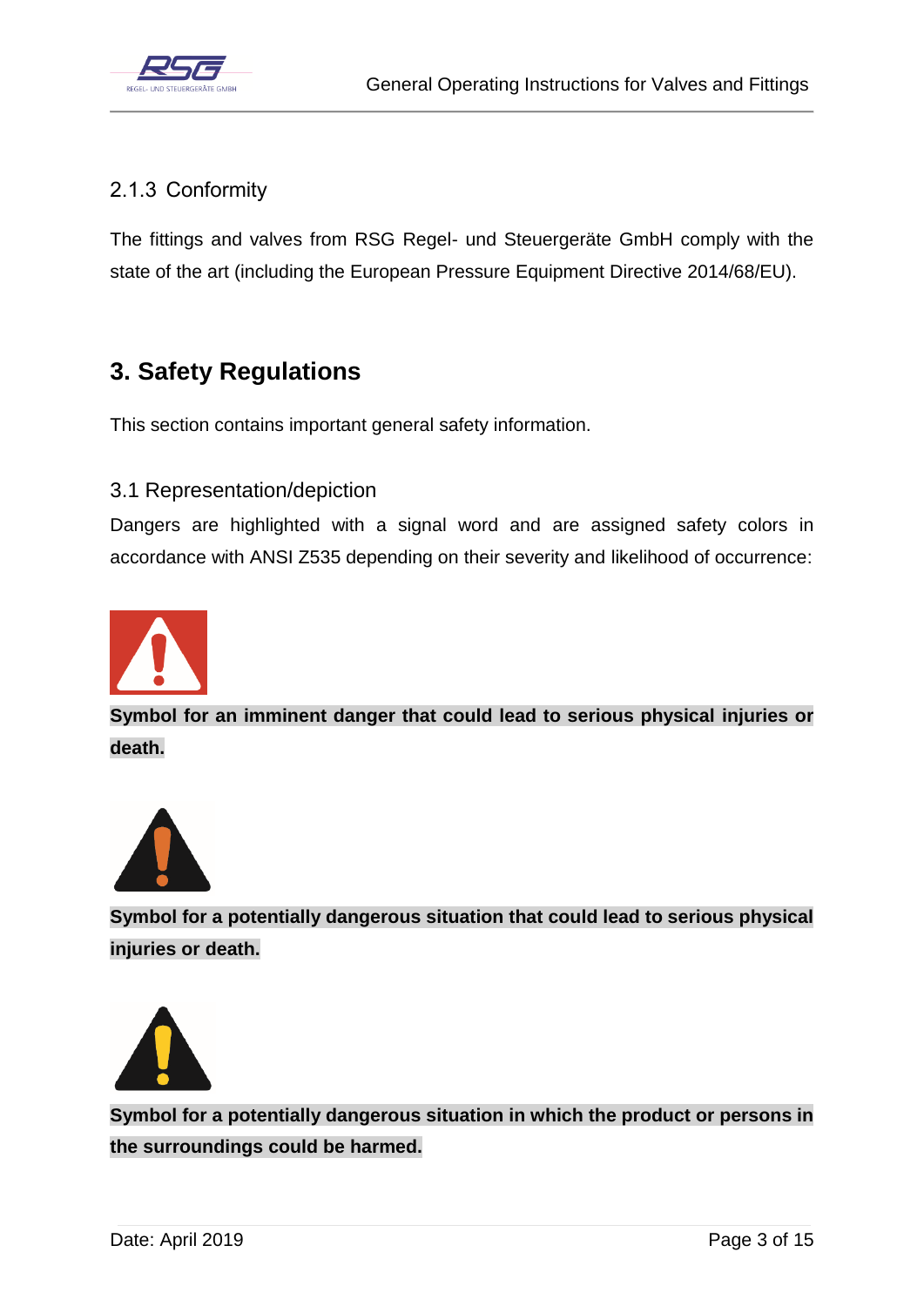### 2.1.3 Conformity

The fittings and valves from RSG Regel- und Steuergeräte GmbH comply with the state of the art (including the European Pressure Equipment Directive 2014/68/EU).

## 3. Safety Regulations

This section contains important general safety information.

### 3.1 Representation/depiction

Dangers are highlighted with a signal word and are assigned safety colors in accordance with ANSI Z535 depending on their severity and likelihood of occurrence:

**Symbol for an imminent danger that could lead to serious physical injuries or death.**

**Symbol for a potentially dangerous situation that could lead to serious physical injuries or death.**

**Symbol for a potentially dangerous situation in which the product or persons in the surroundings could be harmed.**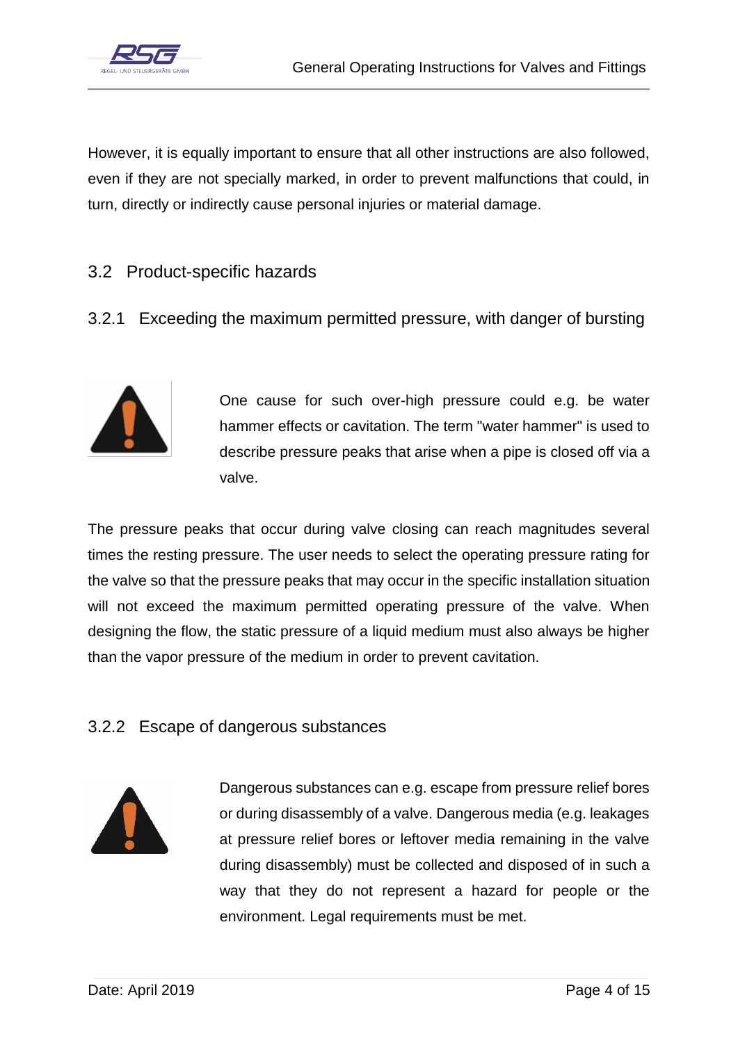However, it is equally important to ensure that all other instructions are also followed, even if they are not specially marked, in order to prevent malfunctions that could, in turn, directly or indirectly cause personal injuries or material damage.

## 3.2 Product-specific hazards

### 3.2.1 Exceeding the maximum permitted pressure, with danger of bursting

One cause for such over-high pressure could e.g. be water hammer effects or cavitation. The term "water hammer" is used to describe pressure peaks that arise when a pipe is closed off via a valve.

The pressure peaks that occur during valve closing can reach magnitudes several times the resting pressure. The user needs to select the operating pressure rating for the valve so that the pressure peaks that may occur in the specific installation situation will not exceed the maximum permitted operating pressure of the valve. When designing the flow, the static pressure of a liquid medium must also always be higher than the vapor pressure of the medium in order to prevent cavitation.

### 3.2.2 Escape of dangerous substances

Dangerous substances can e.g. escape from pressure relief bores or during disassembly of a valve. Dangerous media (e.g. leakages at pressure relief bores or leftover media remaining in the valve during disassembly) must be collected and disposed of in such a way that they do not represent a hazard for people or the environment. Legal requirements must be met.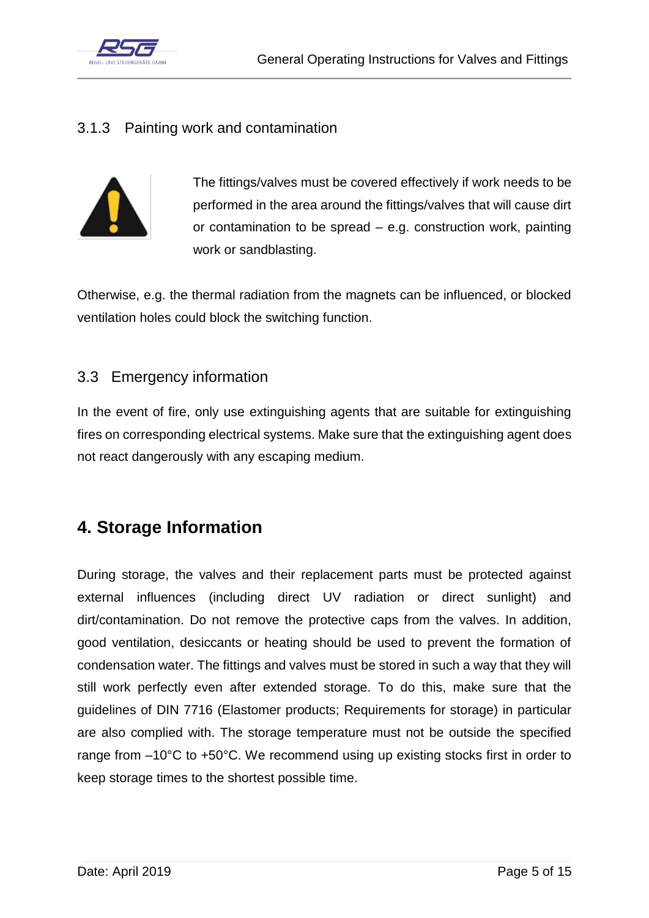### 3.1.3 Painting work and contamination

The fittings/valves must be covered effectively if work needs to be performed in the area around the fittings/valves that will cause dirt or contamination to be spread – e.g. construction work, painting work or sandblasting.

Otherwise, e.g. the thermal radiation from the magnets can be influenced, or blocked ventilation holes could block the switching function.

## 3.3 Emergency information

In the event of fire, only use extinguishing agents that are suitable for extinguishing fires on corresponding electrical systems. Make sure that the extinguishing agent does not react dangerously with any escaping medium.

# 4. Storage Information

During storage, the valves and their replacement parts must be protected against external influences (including direct UV radiation or direct sunlight) and dirt/contamination. Do not remove the protective caps from the valves. In addition, good ventilation, desiccants or heating should be used to prevent the formation of condensation water. The fittings and valves must be stored in such a way that they will still work perfectly even after extended storage. To do this, make sure that the guidelines of DIN 7716 (Elastomer products; Requirements for storage) in particular are also complied with. The storage temperature must not be outside the specified range from –10°C to +50°C. We recommend using up existing stocks first in order to keep storage times to the shortest possible time.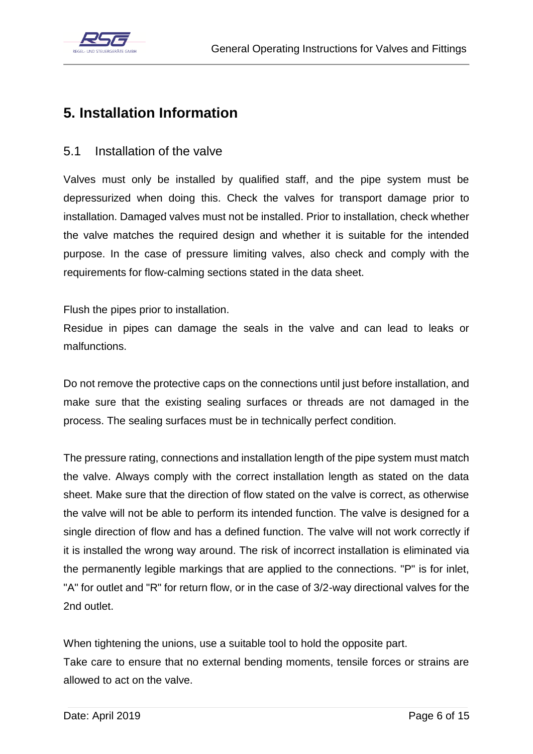# 5. Installation Information

## 5.1 Installation of the valve

Valves must only be installed by qualified staff, and the pipe system must be depressurized when doing this. Check the valves for transport damage prior to installation. Damaged valves must not be installed. Prior to installation, check whether the valve matches the required design and whether it is suitable for the intended purpose. In the case of pressure limiting valves, also check and comply with the requirements for flow-calming sections stated in the data sheet.

Flush the pipes prior to installation.
Residue in pipes can damage the seals in the valve and can lead to leaks or malfunctions.

Do not remove the protective caps on the connections until just before installation, and make sure that the existing sealing surfaces or threads are not damaged in the process. The sealing surfaces must be in technically perfect condition.

The pressure rating, connections and installation length of the pipe system must match the valve. Always comply with the correct installation length as stated on the data sheet. Make sure that the direction of flow stated on the valve is correct, as otherwise the valve will not be able to perform its intended function. The valve is designed for a single direction of flow and has a defined function. The valve will not work correctly if it is installed the wrong way around. The risk of incorrect installation is eliminated via the permanently legible markings that are applied to the connections. "P" is for inlet, "A" for outlet and "R" for return flow, or in the case of 3/2-way directional valves for the 2nd outlet.

When tightening the unions, use a suitable tool to hold the opposite part.
Take care to ensure that no external bending moments, tensile forces or strains are allowed to act on the valve.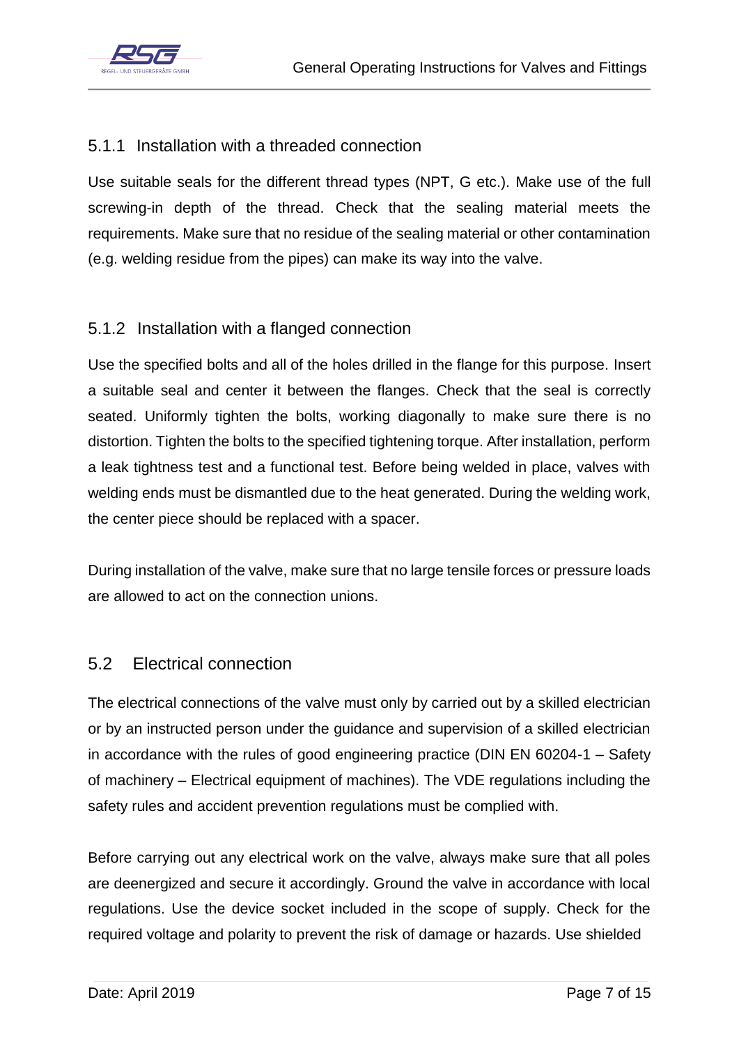### 5.1.1 Installation with a threaded connection

Use suitable seals for the different thread types (NPT, G etc.). Make use of the full screwing-in depth of the thread. Check that the sealing material meets the requirements. Make sure that no residue of the sealing material or other contamination (e.g. welding residue from the pipes) can make its way into the valve.

### 5.1.2 Installation with a flanged connection

Use the specified bolts and all of the holes drilled in the flange for this purpose. Insert a suitable seal and center it between the flanges. Check that the seal is correctly seated. Uniformly tighten the bolts, working diagonally to make sure there is no distortion. Tighten the bolts to the specified tightening torque. After installation, perform a leak tightness test and a functional test. Before being welded in place, valves with welding ends must be dismantled due to the heat generated. During the welding work, the center piece should be replaced with a spacer.

During installation of the valve, make sure that no large tensile forces or pressure loads are allowed to act on the connection unions.

## 5.2 Electrical connection

The electrical connections of the valve must only by carried out by a skilled electrician or by an instructed person under the guidance and supervision of a skilled electrician in accordance with the rules of good engineering practice (DIN EN 60204-1 – Safety of machinery – Electrical equipment of machines). The VDE regulations including the safety rules and accident prevention regulations must be complied with.

Before carrying out any electrical work on the valve, always make sure that all poles are deenergized and secure it accordingly. Ground the valve in accordance with local regulations. Use the device socket included in the scope of supply. Check for the required voltage and polarity to prevent the risk of damage or hazards. Use shielded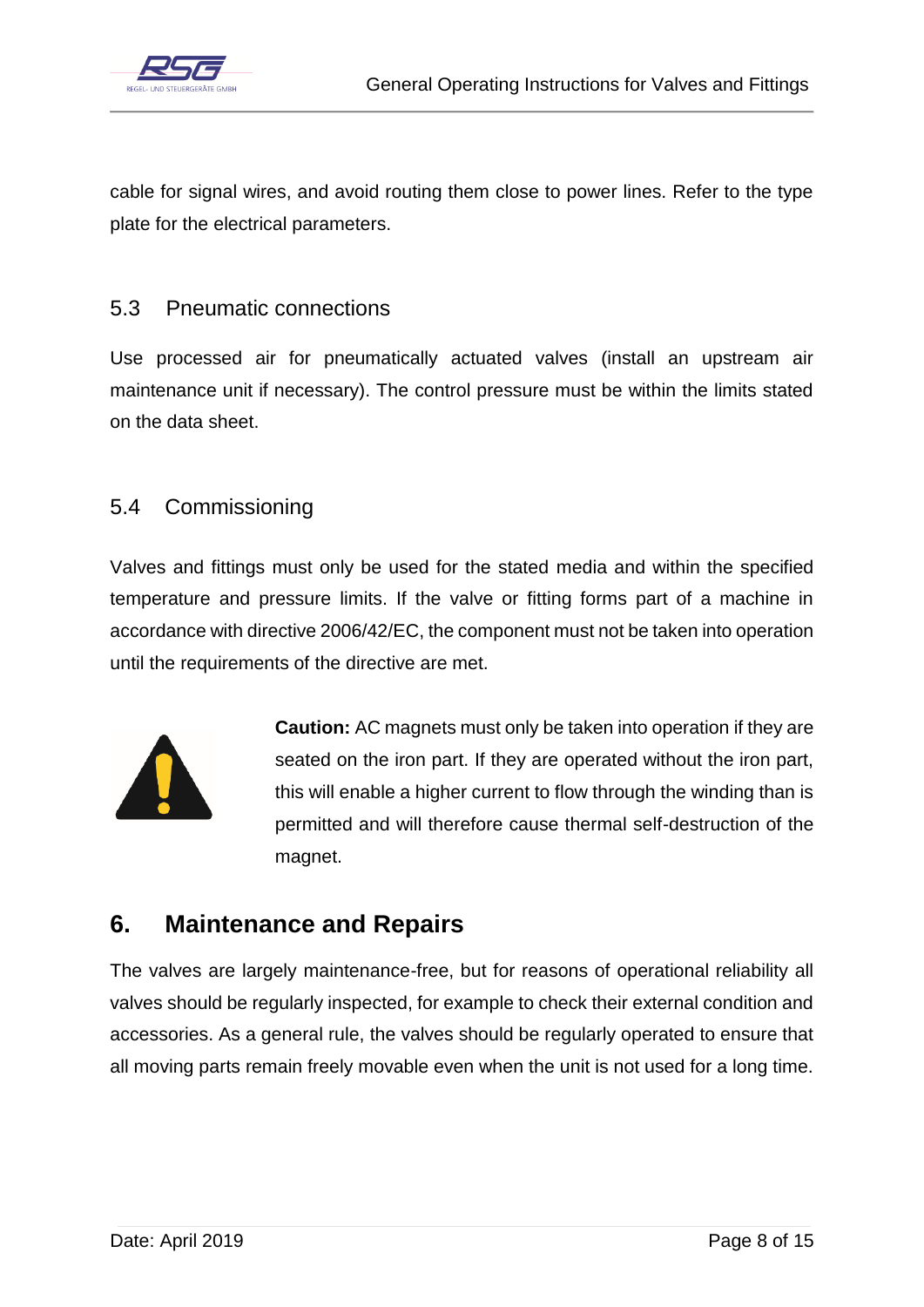cable for signal wires, and avoid routing them close to power lines. Refer to the type plate for the electrical parameters.

### 5.3 Pneumatic connections

Use processed air for pneumatically actuated valves (install an upstream air maintenance unit if necessary). The control pressure must be within the limits stated on the data sheet.

### 5.4 Commissioning

Valves and fittings must only be used for the stated media and within the specified temperature and pressure limits. If the valve or fitting forms part of a machine in accordance with directive 2006/42/EC, the component must not be taken into operation until the requirements of the directive are met.

**Caution:** AC magnets must only be taken into operation if they are seated on the iron part. If they are operated without the iron part, this will enable a higher current to flow through the winding than is permitted and will therefore cause thermal self-destruction of the magnet.

## 6. Maintenance and Repairs

The valves are largely maintenance-free, but for reasons of operational reliability all valves should be regularly inspected, for example to check their external condition and accessories. As a general rule, the valves should be regularly operated to ensure that all moving parts remain freely movable even when the unit is not used for a long time.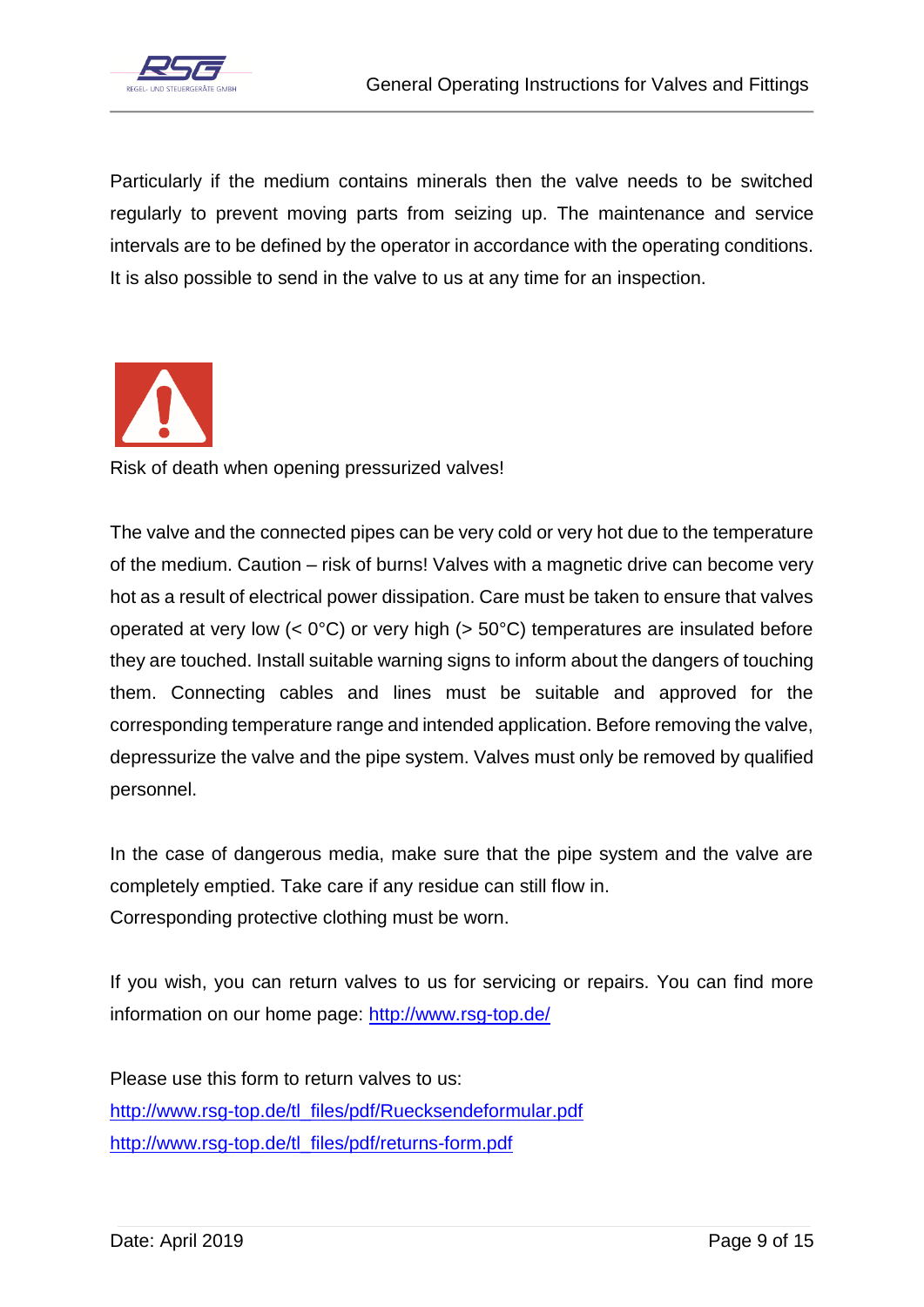Particularly if the medium contains minerals then the valve needs to be switched regularly to prevent moving parts from seizing up. The maintenance and service intervals are to be defined by the operator in accordance with the operating conditions. It is also possible to send in the valve to us at any time for an inspection.

Risk of death when opening pressurized valves!

The valve and the connected pipes can be very cold or very hot due to the temperature of the medium. Caution – risk of burns! Valves with a magnetic drive can become very hot as a result of electrical power dissipation. Care must be taken to ensure that valves operated at very low (< 0°C) or very high (> 50°C) temperatures are insulated before they are touched. Install suitable warning signs to inform about the dangers of touching them. Connecting cables and lines must be suitable and approved for the corresponding temperature range and intended application. Before removing the valve, depressurize the valve and the pipe system. Valves must only be removed by qualified personnel.

In the case of dangerous media, make sure that the pipe system and the valve are completely emptied. Take care if any residue can still flow in.
Corresponding protective clothing must be worn.

If you wish, you can return valves to us for servicing or repairs. You can find more information on our home page: http://www.rsg-top.de/

Please use this form to return valves to us:
http://www.rsg-top.de/tl_files/pdf/Ruecksendeformular.pdf
http://www.rsg-top.de/tl_files/pdf/returns-form.pdf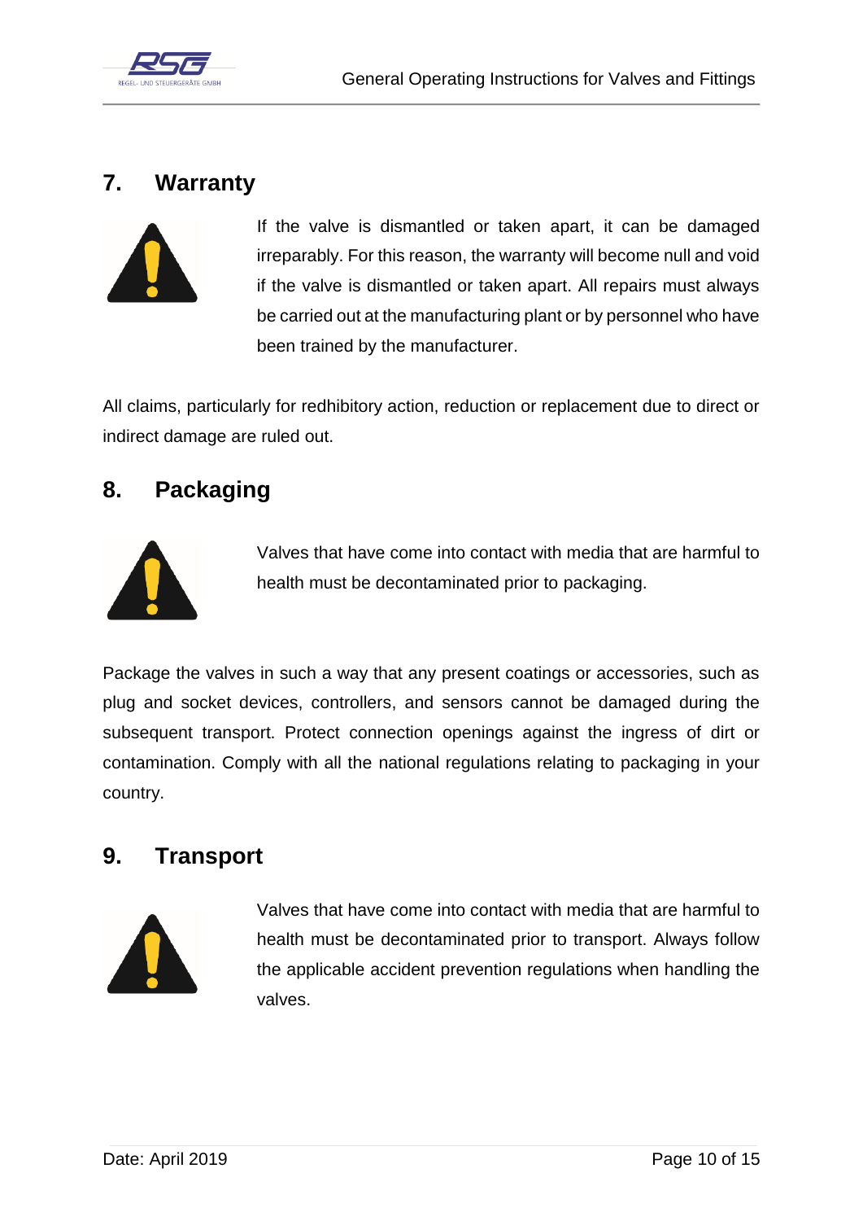## 7. Warranty

If the valve is dismantled or taken apart, it can be damaged irreparably. For this reason, the warranty will become null and void if the valve is dismantled or taken apart. All repairs must always be carried out at the manufacturing plant or by personnel who have been trained by the manufacturer.

All claims, particularly for redhibitory action, reduction or replacement due to direct or indirect damage are ruled out.

## 8. Packaging

Valves that have come into contact with media that are harmful to health must be decontaminated prior to packaging.

Package the valves in such a way that any present coatings or accessories, such as plug and socket devices, controllers, and sensors cannot be damaged during the subsequent transport. Protect connection openings against the ingress of dirt or contamination. Comply with all the national regulations relating to packaging in your country.

## 9. Transport

Valves that have come into contact with media that are harmful to health must be decontaminated prior to transport. Always follow the applicable accident prevention regulations when handling the valves.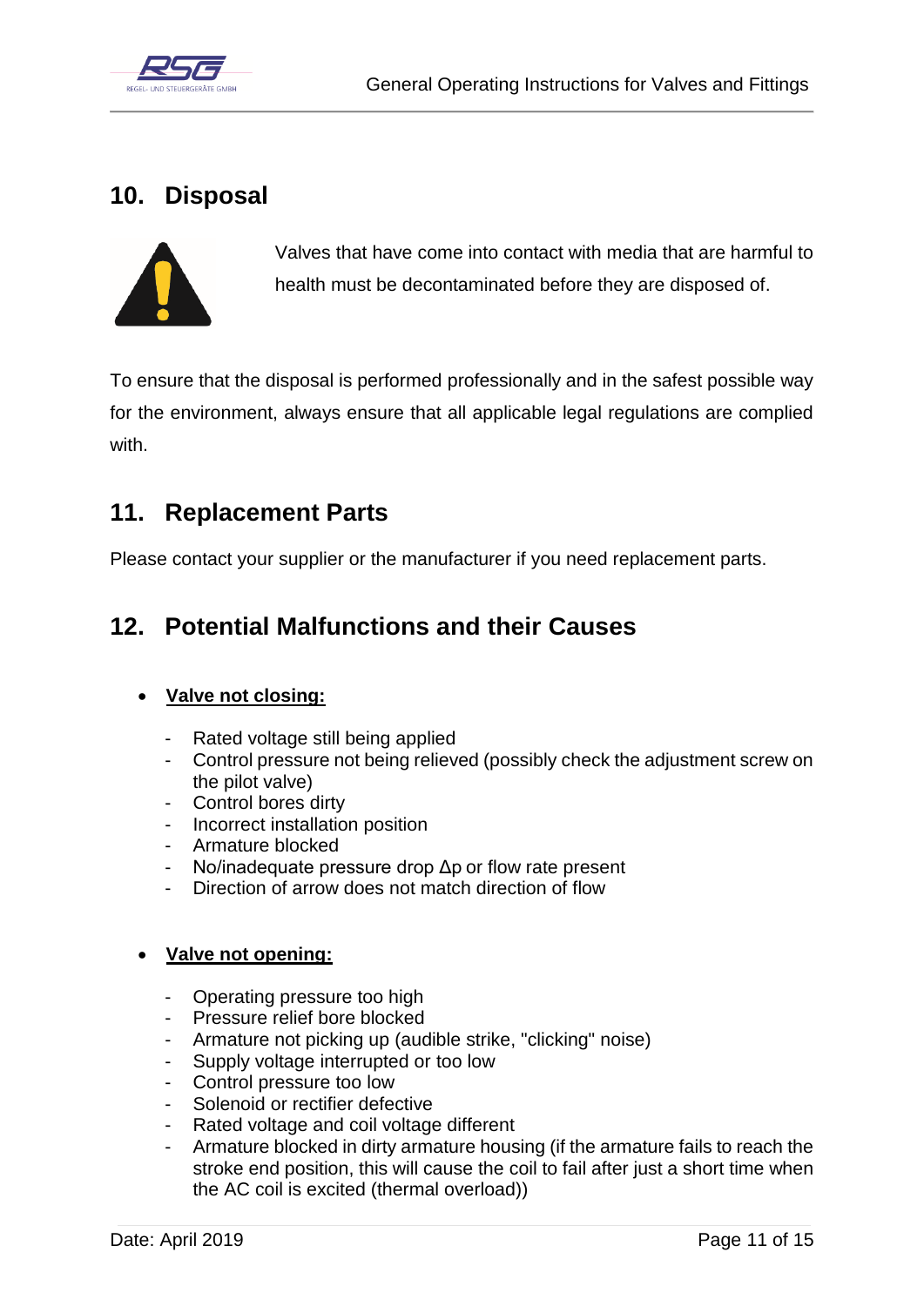## 10. Disposal

Valves that have come into contact with media that are harmful to health must be decontaminated before they are disposed of.

To ensure that the disposal is performed professionally and in the safest possible way for the environment, always ensure that all applicable legal regulations are complied with.

## 11. Replacement Parts

Please contact your supplier or the manufacturer if you need replacement parts.

## 12. Potential Malfunctions and their Causes

- **<u>Valve not closing:</u>**
  - Rated voltage still being applied
  - Control pressure not being relieved (possibly check the adjustment screw on the pilot valve)
  - Control bores dirty
  - Incorrect installation position
  - Armature blocked
  - No/inadequate pressure drop $\Delta p$ or flow rate present
  - Direction of arrow does not match direction of flow

- **<u>Valve not opening:</u>**
  - Operating pressure too high
  - Pressure relief bore blocked
  - Armature not picking up (audible strike, "clicking" noise)
  - Supply voltage interrupted or too low
  - Control pressure too low
  - Solenoid or rectifier defective
  - Rated voltage and coil voltage different
  - Armature blocked in dirty armature housing (if the armature fails to reach the stroke end position, this will cause the coil to fail after just a short time when the AC coil is excited (thermal overload))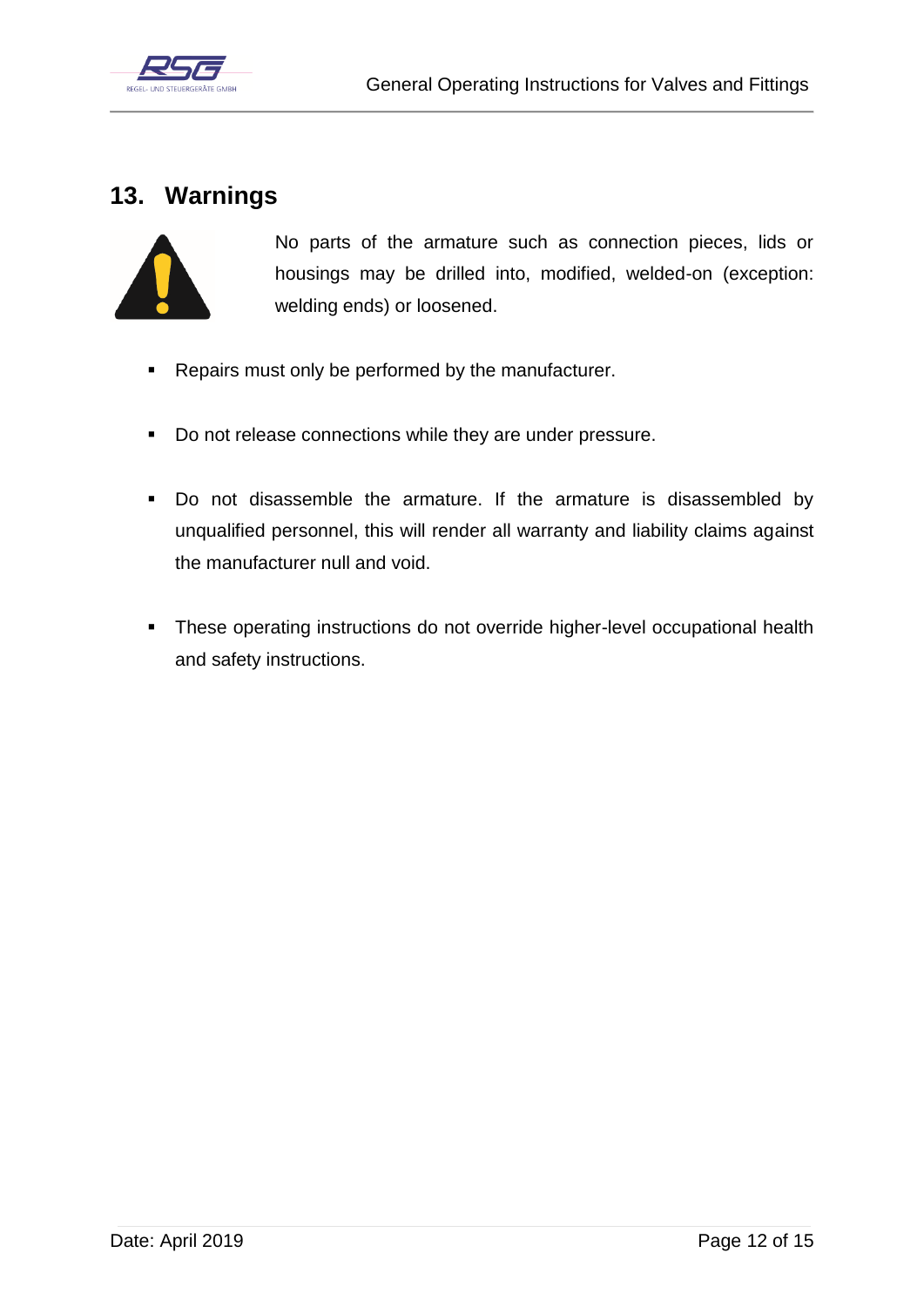## 13. Warnings

No parts of the armature such as connection pieces, lids or housings may be drilled into, modified, welded-on (exception: welding ends) or loosened.

- Repairs must only be performed by the manufacturer.
- Do not release connections while they are under pressure.
- Do not disassemble the armature. If the armature is disassembled by unqualified personnel, this will render all warranty and liability claims against the manufacturer null and void.
- These operating instructions do not override higher-level occupational health and safety instructions.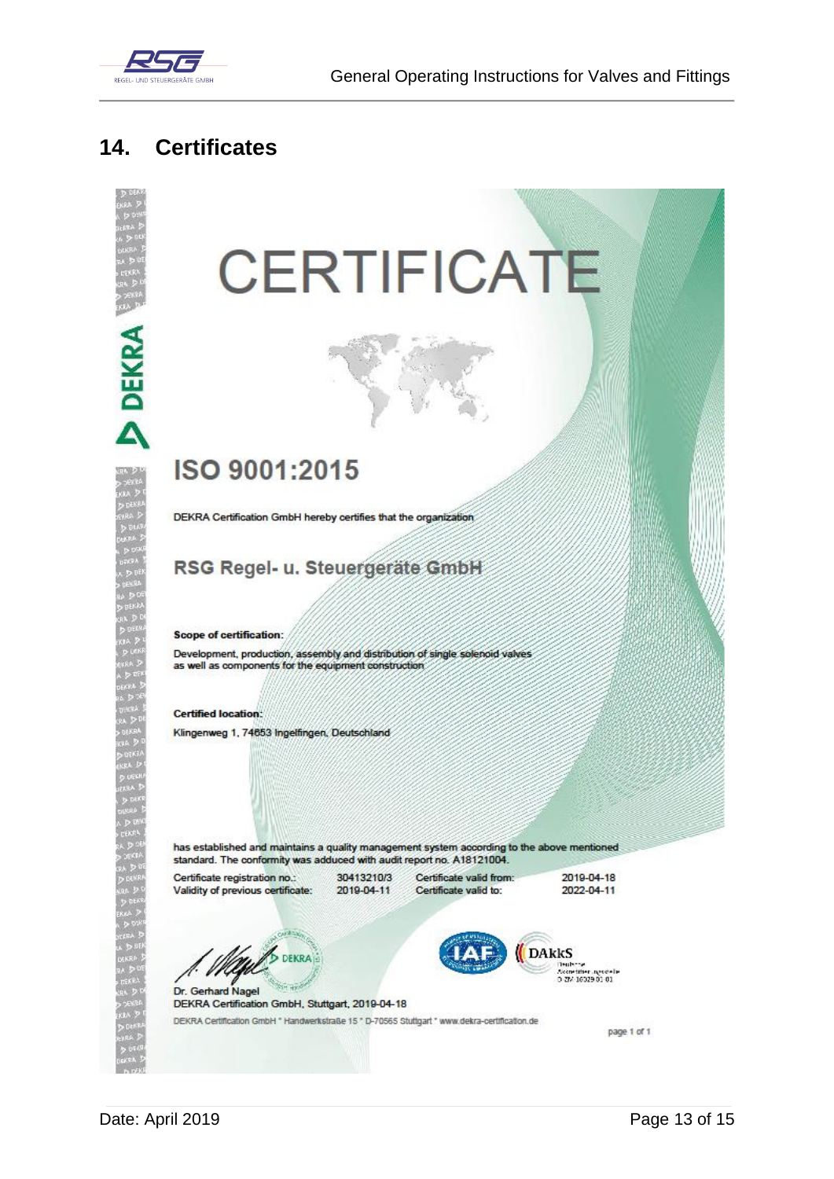## 14. Certificates

# CERTIFICATE

## ISO 9001:2015

DEKRA Certification GmbH hereby certifies that the organization

### RSG Regel- u. Steuergeräte GmbH

**Scope of certification:**

Development, production, assembly and distribution of single solenoid valves as well as components for the equipment construction

**Certified location:**

Klingenweg 1, 74653 Ingelfingen, Deutschland

has established and maintains a quality management system according to the above mentioned standard. The conformity was adduced with audit report no. A18121004.

| Certificate registration no.: | 30413210/3 | Certificate valid from: | 2019-04-18 |
| --- | --- | --- | --- |
| Validity of previous certificate: | 2019-04-11 | Certificate valid to: | 2022-04-11 |

Dr. Gerhard Nagel
DEKRA Certification GmbH, Stuttgart, 2019-04-18

DEKRA Certification GmbH * Handwerkstraße 15 * D-70565 Stuttgart * www.dekra-certification.de

page 1 of 1

Date: April 2019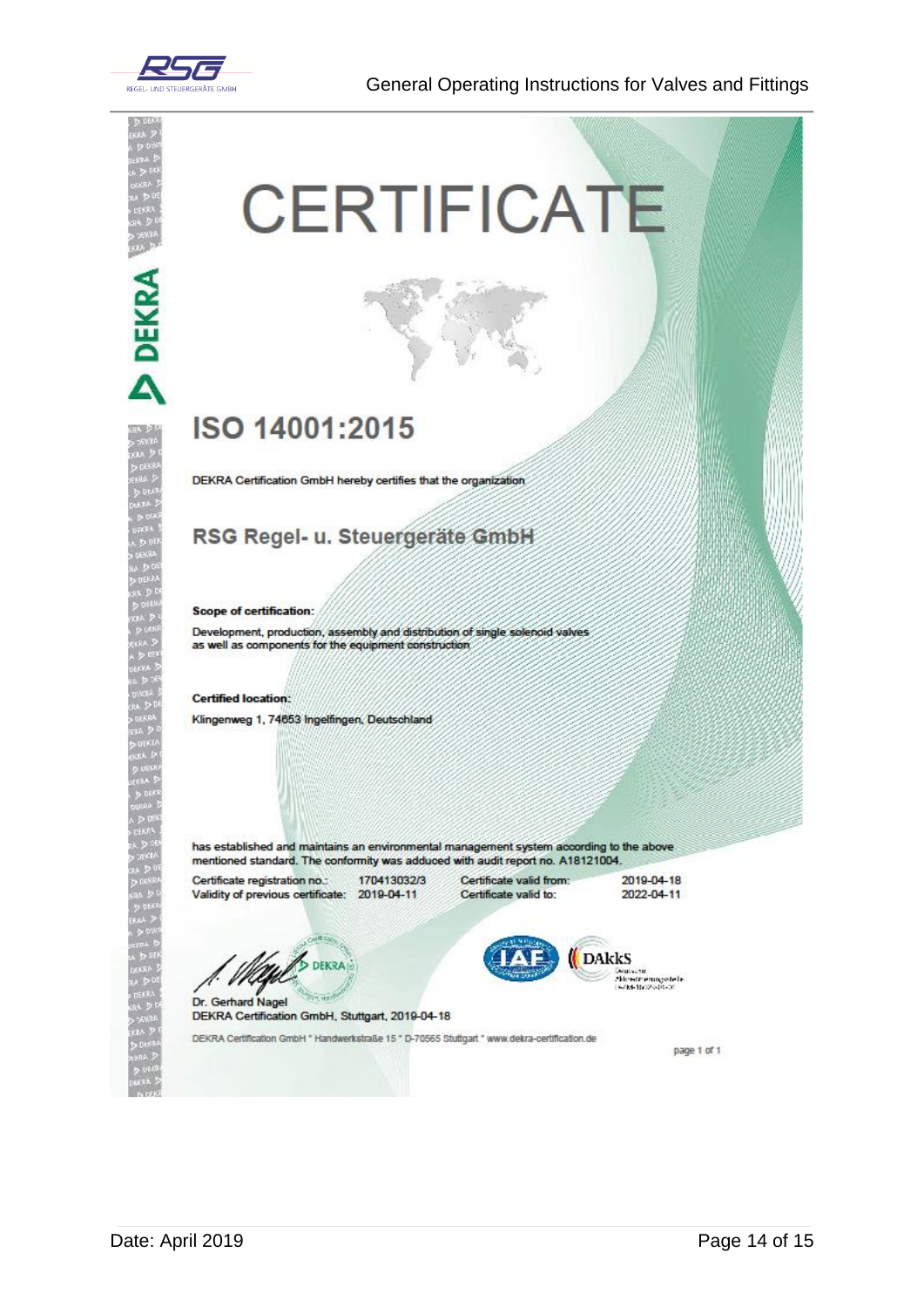# CERTIFICATE

## ISO 14001:2015

DEKRA Certification GmbH hereby certifies that the organization

## RSG Regel- u. Steuergeräte GmbH

**Scope of certification:**

Development, production, assembly and distribution of single solenoid valves as well as components for the equipment construction

**Certified location:**

Klingenweg 1, 74653 Ingelfingen, Deutschland

has established and maintains an environmental management system according to the above mentioned standard. The conformity was adduced with audit report no. A18121004.

| | | | |
|---|---|---|---|
| Certificate registration no.: | 170413032/3 | Certificate valid from: | 2019-04-18 |
| Validity of previous certificate: | 2019-04-11 | Certificate valid to: | 2022-04-11 |

Dr. Gerhard Nagel
DEKRA Certification GmbH, Stuttgart, 2019-04-18

DEKRA Certification GmbH * Handwerkstraße 15 * D-70565 Stuttgart * www.dekra-certification.de

page 1 of 1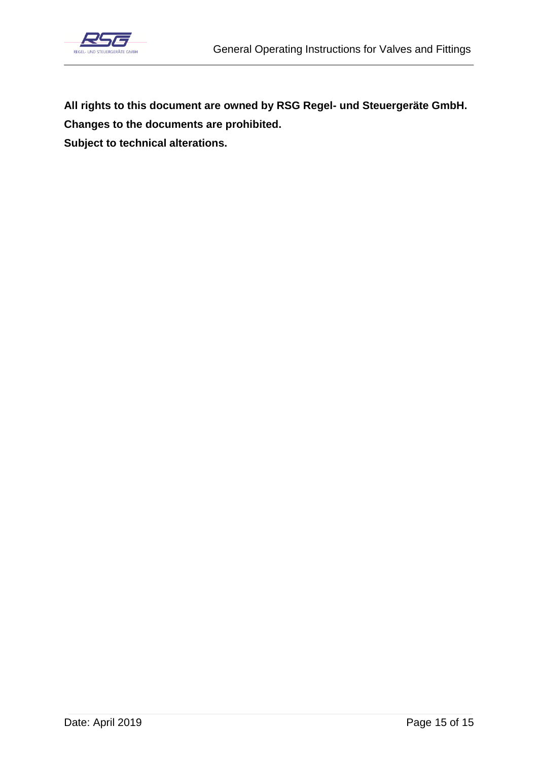**All rights to this document are owned by RSG Regel- und Steuergeräte GmbH.**

**Changes to the documents are prohibited.**

**Subject to technical alterations.**